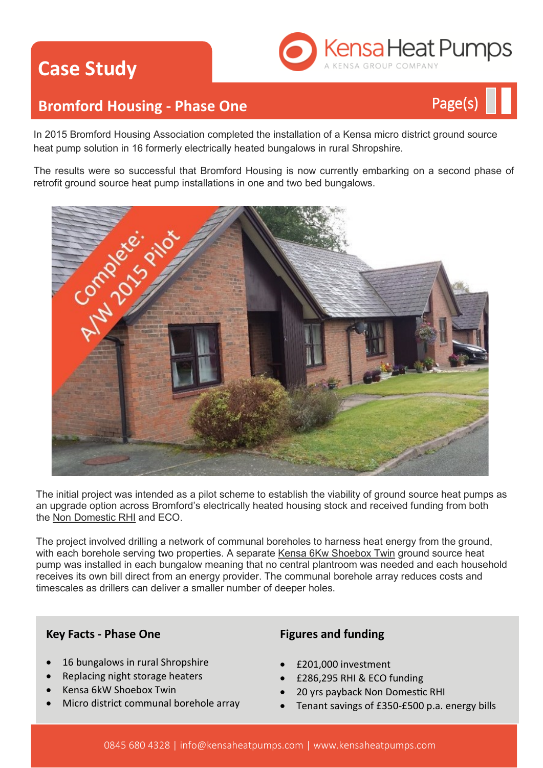# Case Study

## Bromford Housing - Phase One

In 2015 Bromford Housing Association completed the installation of a Kensa micro district ground source heat pump solution in 16 formerly electrically heated bungalows in rural Shropshire.

The results were so successful that Bromford Housing is now currently embarking on a second phase of retrofit ground source heat pump installations in one and two bed bungalows.

The initial project was intended as a pilot scheme to establish the viability of ground source heat pumps as an upgrade option across Bromford's electrically heated housing stock and received funding from both the Non Domestic RHI and ECO.

The project involved drilling a network of communal boreholes to harness heat energy from the ground, with each borehole serving two properties. A separate Kensa 6Kw Shoebox Twin ground source heat pump was installed in each bungalow meaning that no central plantroom was needed and each household receives its own bill direct from an energy provider. The communal borehole array reduces costs and timescales as drillers can deliver a smaller number of deeper holes.

### Key Facts - Phase One

- 16 bungalows in rural Shropshire
- Replacing night storage heaters
- Kensa 6kW Shoebox Twin
- Micro district communal borehole array

### Figures and funding

- £201,000 investment
- £286,295 RHI & ECO funding
- 20 yrs payback Non Domestic RHI
- Tenant savings of £350-£500 p.a. energy bills

0845 680 4328 | info@kensaheatpumps.com | www.kensaheatpumps.com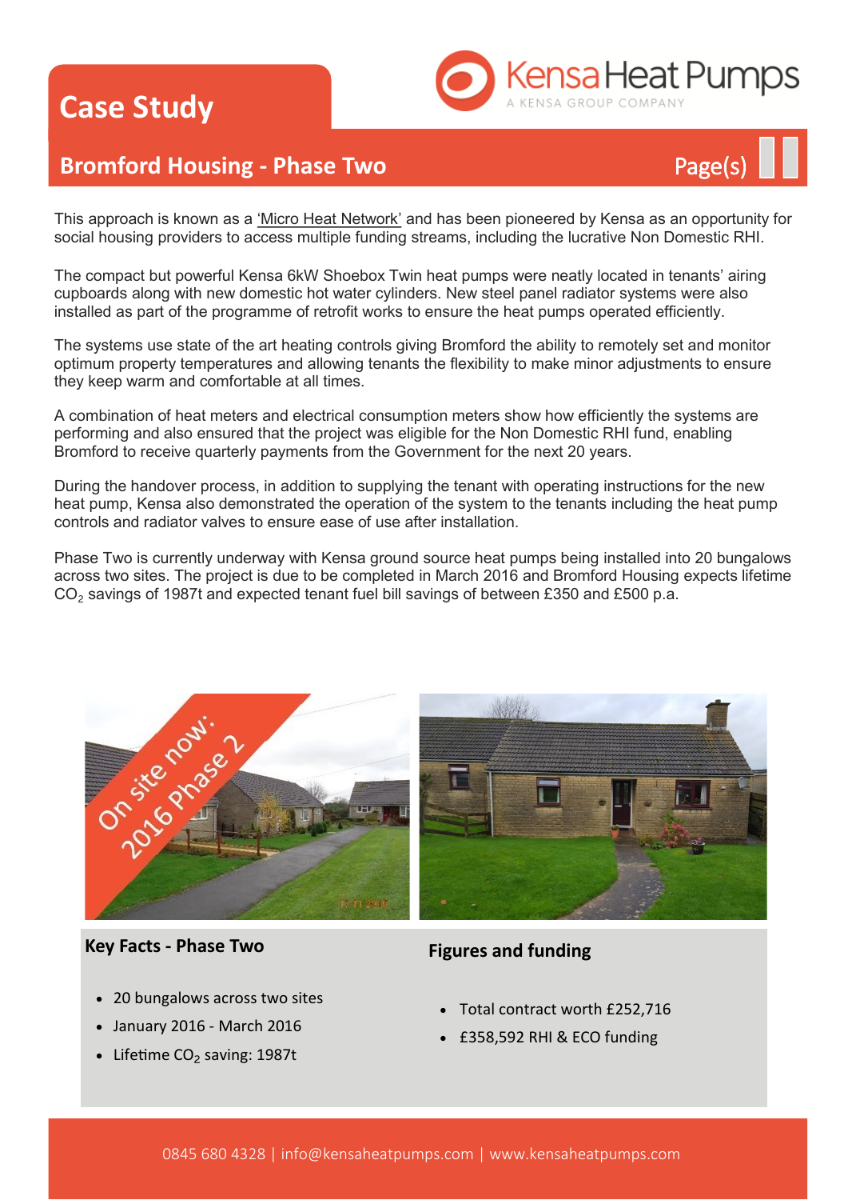# Case Study

## Bromford Housing - Phase Two

This approach is known as a 'Micro Heat Network' and has been pioneered by Kensa as an opportunity for social housing providers to access multiple funding streams, including the lucrative Non Domestic RHI.

The compact but powerful Kensa 6kW Shoebox Twin heat pumps were neatly located in tenants' airing cupboards along with new domestic hot water cylinders. New steel panel radiator systems were also installed as part of the programme of retrofit works to ensure the heat pumps operated efficiently.

The systems use state of the art heating controls giving Bromford the ability to remotely set and monitor optimum property temperatures and allowing tenants the flexibility to make minor adjustments to ensure they keep warm and comfortable at all times.

A combination of heat meters and electrical consumption meters show how efficiently the systems are performing and also ensured that the project was eligible for the Non Domestic RHI fund, enabling Bromford to receive quarterly payments from the Government for the next 20 years.

During the handover process, in addition to supplying the tenant with operating instructions for the new heat pump, Kensa also demonstrated the operation of the system to the tenants including the heat pump controls and radiator valves to ensure ease of use after installation.

Phase Two is currently underway with Kensa ground source heat pumps being installed into 20 bungalows across two sites. The project is due to be completed in March 2016 and Bromford Housing expects lifetime $CO_2$ savings of 1987t and expected tenant fuel bill savings of between £350 and £500 p.a.

On site now: 2016 Phase 2

### Key Facts - Phase Two

- 20 bungalows across two sites
- January 2016 - March 2016
- Lifetime $CO_2$ saving: 1987t

### Figures and funding

- Total contract worth £252,716
- £358,592 RHI & ECO funding

0845 680 4328 | info@kensaheatpumps.com | www.kensaheatpumps.com